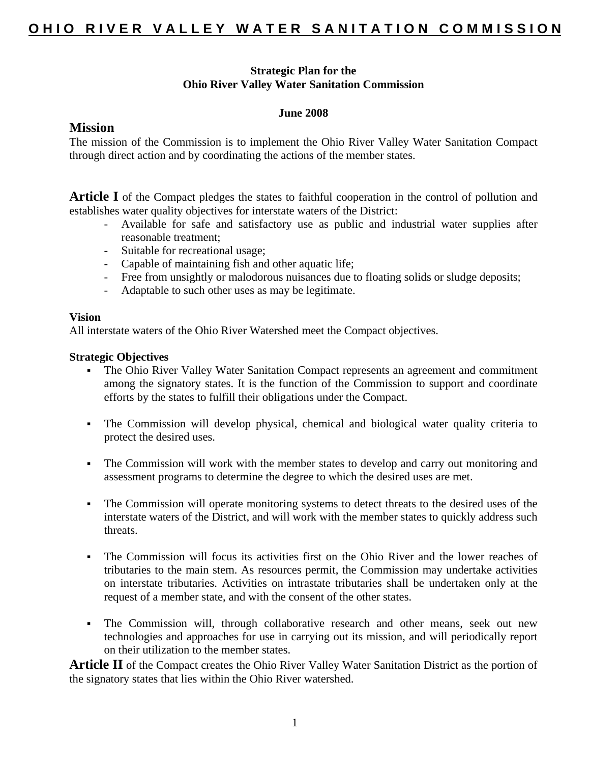# OHIO RIVER VALLEY WATER SANITATION COMMISSION

**Strategic Plan for the Ohio River Valley Water Sanitation Commission**

**June 2008**

## Mission

The mission of the Commission is to implement the Ohio River Valley Water Sanitation Compact through direct action and by coordinating the actions of the member states.

**Article I** of the Compact pledges the states to faithful cooperation in the control of pollution and establishes water quality objectives for interstate waters of the District:

- Available for safe and satisfactory use as public and industrial water supplies after reasonable treatment;
- Suitable for recreational usage;
- Capable of maintaining fish and other aquatic life;
- Free from unsightly or malodorous nuisances due to floating solids or sludge deposits;
- Adaptable to such other uses as may be legitimate.

### Vision

All interstate waters of the Ohio River Watershed meet the Compact objectives.

### Strategic Objectives

- The Ohio River Valley Water Sanitation Compact represents an agreement and commitment among the signatory states. It is the function of the Commission to support and coordinate efforts by the states to fulfill their obligations under the Compact.
- The Commission will develop physical, chemical and biological water quality criteria to protect the desired uses.
- The Commission will work with the member states to develop and carry out monitoring and assessment programs to determine the degree to which the desired uses are met.
- The Commission will operate monitoring systems to detect threats to the desired uses of the interstate waters of the District, and will work with the member states to quickly address such threats.
- The Commission will focus its activities first on the Ohio River and the lower reaches of tributaries to the main stem. As resources permit, the Commission may undertake activities on interstate tributaries. Activities on intrastate tributaries shall be undertaken only at the request of a member state, and with the consent of the other states.
- The Commission will, through collaborative research and other means, seek out new technologies and approaches for use in carrying out its mission, and will periodically report on their utilization to the member states.

**Article II** of the Compact creates the Ohio River Valley Water Sanitation District as the portion of the signatory states that lies within the Ohio River watershed.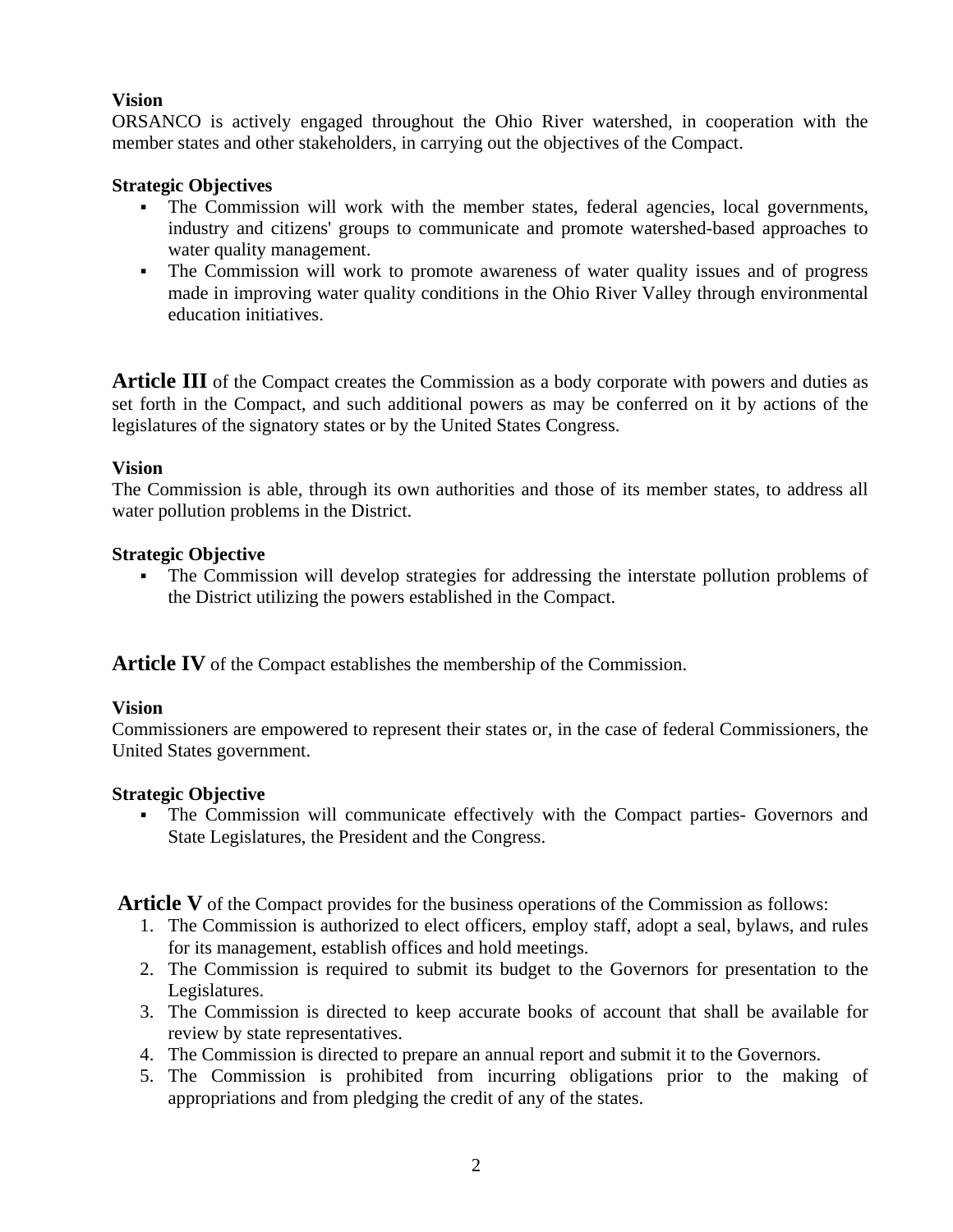**Vision**

ORSANCO is actively engaged throughout the Ohio River watershed, in cooperation with the member states and other stakeholders, in carrying out the objectives of the Compact.

**Strategic Objectives**

- The Commission will work with the member states, federal agencies, local governments, industry and citizens' groups to communicate and promote watershed-based approaches to water quality management.
- The Commission will work to promote awareness of water quality issues and of progress made in improving water quality conditions in the Ohio River Valley through environmental education initiatives.

**Article III** of the Compact creates the Commission as a body corporate with powers and duties as set forth in the Compact, and such additional powers as may be conferred on it by actions of the legislatures of the signatory states or by the United States Congress.

**Vision**

The Commission is able, through its own authorities and those of its member states, to address all water pollution problems in the District.

**Strategic Objective**

- The Commission will develop strategies for addressing the interstate pollution problems of the District utilizing the powers established in the Compact.

**Article IV** of the Compact establishes the membership of the Commission.

**Vision**

Commissioners are empowered to represent their states or, in the case of federal Commissioners, the United States government.

**Strategic Objective**

- The Commission will communicate effectively with the Compact parties- Governors and State Legislatures, the President and the Congress.

**Article V** of the Compact provides for the business operations of the Commission as follows:

1. The Commission is authorized to elect officers, employ staff, adopt a seal, bylaws, and rules for its management, establish offices and hold meetings.
2. The Commission is required to submit its budget to the Governors for presentation to the Legislatures.
3. The Commission is directed to keep accurate books of account that shall be available for review by state representatives.
4. The Commission is directed to prepare an annual report and submit it to the Governors.
5. The Commission is prohibited from incurring obligations prior to the making of appropriations and from pledging the credit of any of the states.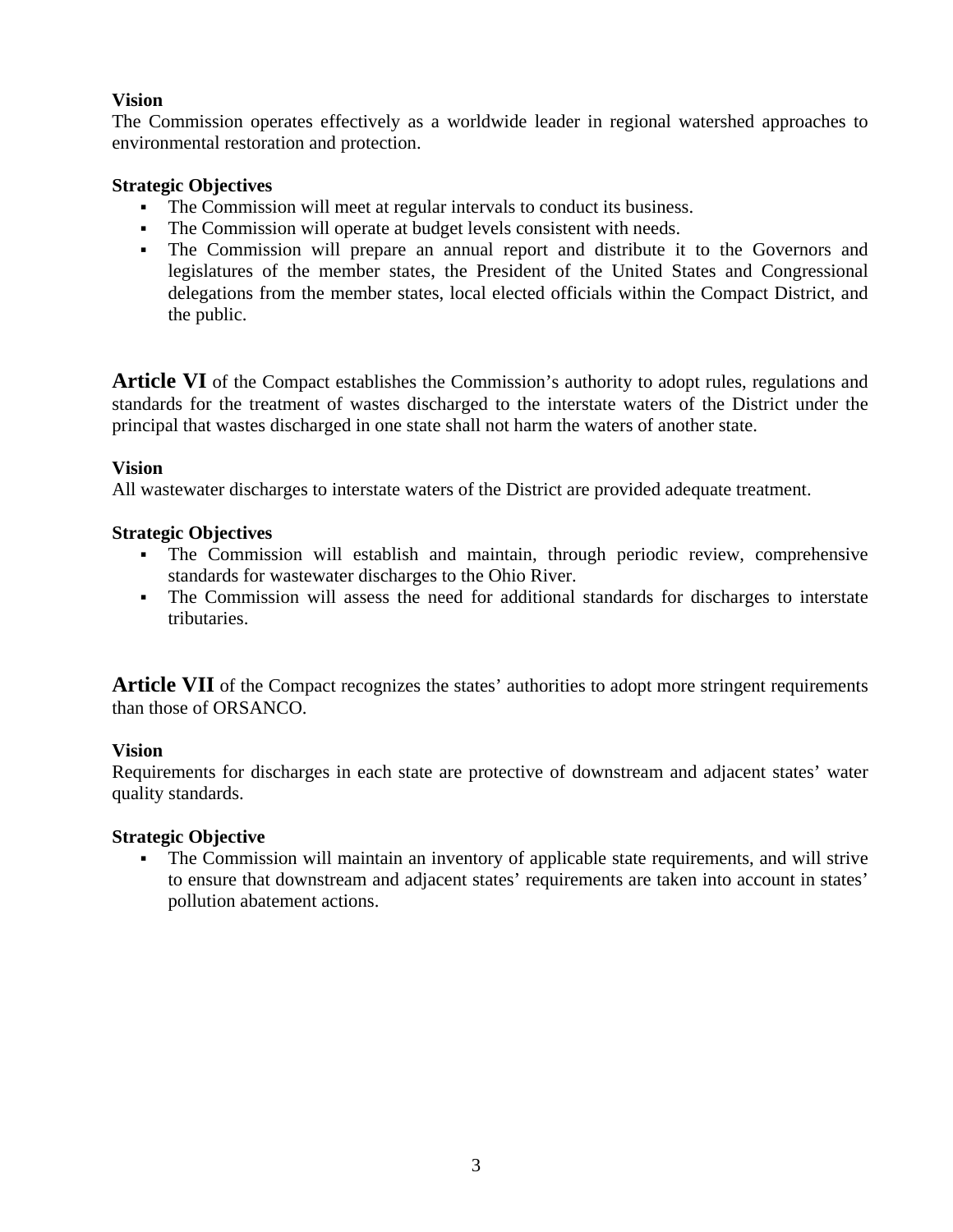**Vision**

The Commission operates effectively as a worldwide leader in regional watershed approaches to environmental restoration and protection.

**Strategic Objectives**

- The Commission will meet at regular intervals to conduct its business.
- The Commission will operate at budget levels consistent with needs.
- The Commission will prepare an annual report and distribute it to the Governors and legislatures of the member states, the President of the United States and Congressional delegations from the member states, local elected officials within the Compact District, and the public.

**Article VI** of the Compact establishes the Commission's authority to adopt rules, regulations and standards for the treatment of wastes discharged to the interstate waters of the District under the principal that wastes discharged in one state shall not harm the waters of another state.

**Vision**

All wastewater discharges to interstate waters of the District are provided adequate treatment.

**Strategic Objectives**

- The Commission will establish and maintain, through periodic review, comprehensive standards for wastewater discharges to the Ohio River.
- The Commission will assess the need for additional standards for discharges to interstate tributaries.

**Article VII** of the Compact recognizes the states' authorities to adopt more stringent requirements than those of ORSANCO.

**Vision**

Requirements for discharges in each state are protective of downstream and adjacent states' water quality standards.

**Strategic Objective**

- The Commission will maintain an inventory of applicable state requirements, and will strive to ensure that downstream and adjacent states' requirements are taken into account in states' pollution abatement actions.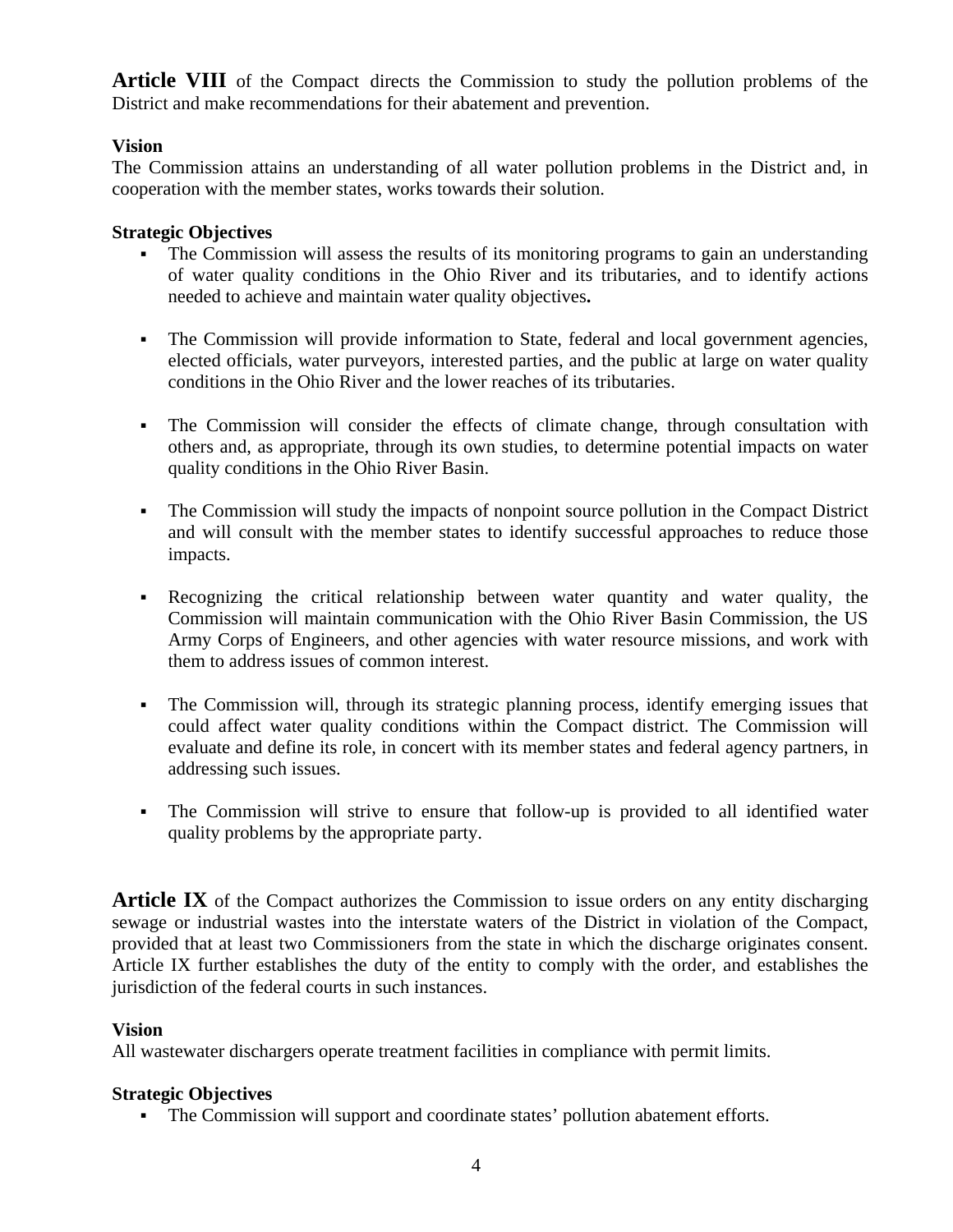**Article VIII** of the Compact directs the Commission to study the pollution problems of the District and make recommendations for their abatement and prevention.

**Vision**

The Commission attains an understanding of all water pollution problems in the District and, in cooperation with the member states, works towards their solution.

**Strategic Objectives**

- The Commission will assess the results of its monitoring programs to gain an understanding of water quality conditions in the Ohio River and its tributaries, and to identify actions needed to achieve and maintain water quality objectives**.**
- The Commission will provide information to State, federal and local government agencies, elected officials, water purveyors, interested parties, and the public at large on water quality conditions in the Ohio River and the lower reaches of its tributaries.
- The Commission will consider the effects of climate change, through consultation with others and, as appropriate, through its own studies, to determine potential impacts on water quality conditions in the Ohio River Basin.
- The Commission will study the impacts of nonpoint source pollution in the Compact District and will consult with the member states to identify successful approaches to reduce those impacts.
- Recognizing the critical relationship between water quantity and water quality, the Commission will maintain communication with the Ohio River Basin Commission, the US Army Corps of Engineers, and other agencies with water resource missions, and work with them to address issues of common interest.
- The Commission will, through its strategic planning process, identify emerging issues that could affect water quality conditions within the Compact district. The Commission will evaluate and define its role, in concert with its member states and federal agency partners, in addressing such issues.
- The Commission will strive to ensure that follow-up is provided to all identified water quality problems by the appropriate party.

**Article IX** of the Compact authorizes the Commission to issue orders on any entity discharging sewage or industrial wastes into the interstate waters of the District in violation of the Compact, provided that at least two Commissioners from the state in which the discharge originates consent. Article IX further establishes the duty of the entity to comply with the order, and establishes the jurisdiction of the federal courts in such instances.

**Vision**

All wastewater dischargers operate treatment facilities in compliance with permit limits.

**Strategic Objectives**

- The Commission will support and coordinate states' pollution abatement efforts.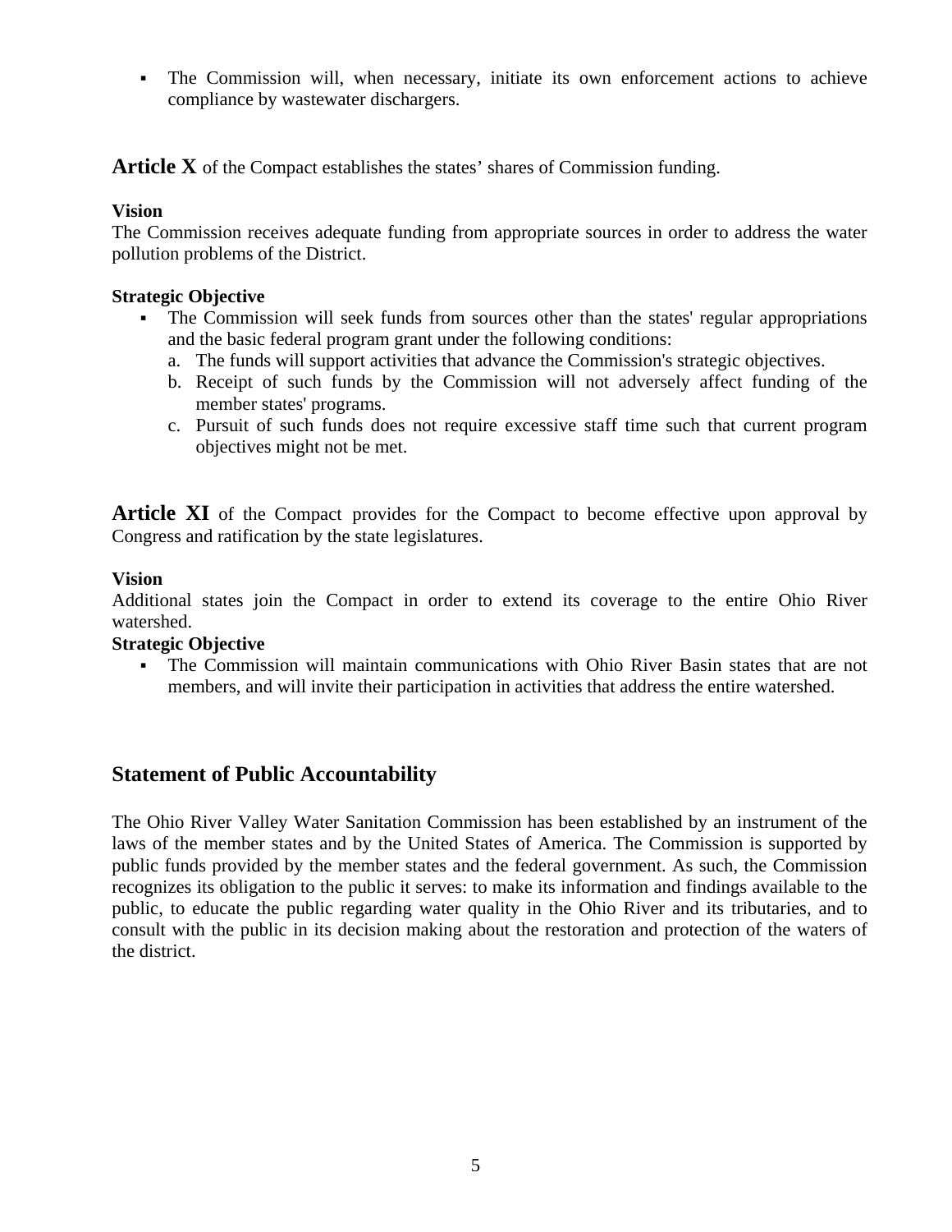- The Commission will, when necessary, initiate its own enforcement actions to achieve compliance by wastewater dischargers.

**Article X** of the Compact establishes the states' shares of Commission funding.

**Vision**
The Commission receives adequate funding from appropriate sources in order to address the water pollution problems of the District.

**Strategic Objective**

- The Commission will seek funds from sources other than the states' regular appropriations and the basic federal program grant under the following conditions:
  a. The funds will support activities that advance the Commission's strategic objectives.
  b. Receipt of such funds by the Commission will not adversely affect funding of the member states' programs.
  c. Pursuit of such funds does not require excessive staff time such that current program objectives might not be met.

**Article XI** of the Compact provides for the Compact to become effective upon approval by Congress and ratification by the state legislatures.

**Vision**
Additional states join the Compact in order to extend its coverage to the entire Ohio River watershed.

**Strategic Objective**

- The Commission will maintain communications with Ohio River Basin states that are not members, and will invite their participation in activities that address the entire watershed.

## Statement of Public Accountability

The Ohio River Valley Water Sanitation Commission has been established by an instrument of the laws of the member states and by the United States of America. The Commission is supported by public funds provided by the member states and the federal government. As such, the Commission recognizes its obligation to the public it serves: to make its information and findings available to the public, to educate the public regarding water quality in the Ohio River and its tributaries, and to consult with the public in its decision making about the restoration and protection of the waters of the district.